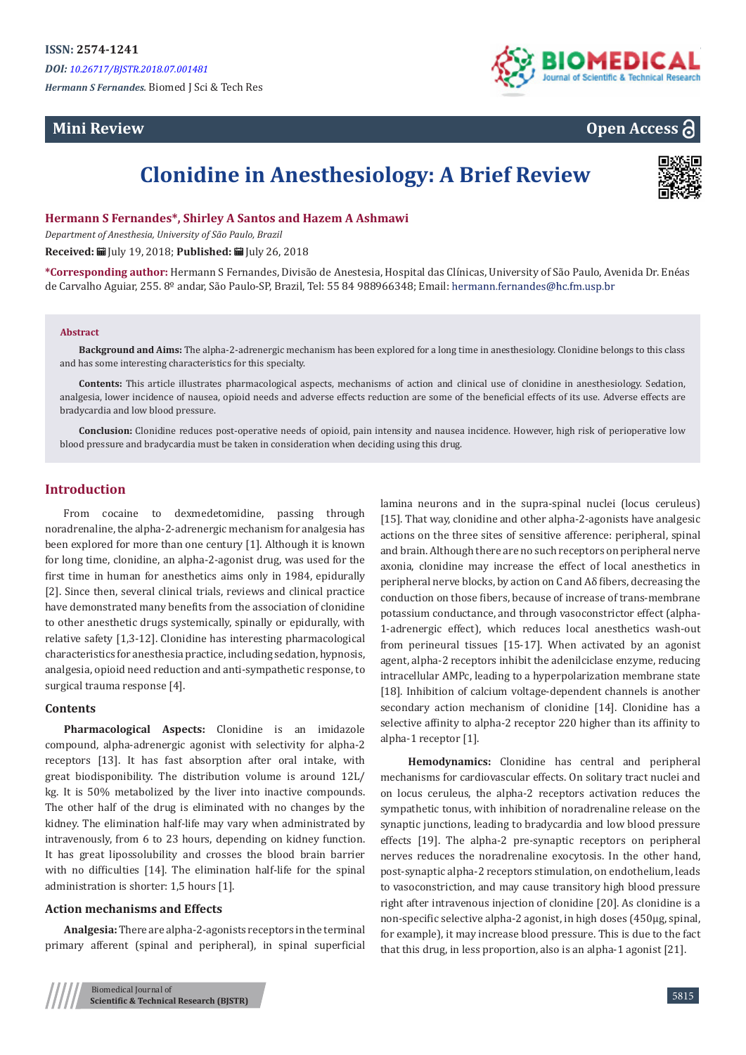ISSN: 2574-1241

*DOI: 10.26717/BJSTR.2018.07.001481*

*Hermann S Fernandes.* Biomed J Sci & Tech Res

**Mini Review** **Open Access**

# Clonidine in Anesthesiology: A Brief Review

**Hermann S Fernandes*, Shirley A Santos and Hazem A Ashmawi**

*Department of Anesthesia, University of São Paulo, Brazil*

**Received:** July 19, 2018; **Published:** July 26, 2018

***Corresponding author:** Hermann S Fernandes, Divisão de Anestesia, Hospital das Clínicas, University of São Paulo, Avenida Dr. Enéas de Carvalho Aguiar, 255. 8º andar, São Paulo-SP, Brazil, Tel: 55 84 988966348; Email: hermann.fernandes@hc.fm.usp.br

### Abstract

**Background and Aims:** The alpha-2-adrenergic mechanism has been explored for a long time in anesthesiology. Clonidine belongs to this class and has some interesting characteristics for this specialty.

**Contents:** This article illustrates pharmacological aspects, mechanisms of action and clinical use of clonidine in anesthesiology. Sedation, analgesia, lower incidence of nausea, opioid needs and adverse effects reduction are some of the beneficial effects of its use. Adverse effects are bradycardia and low blood pressure.

**Conclusion:** Clonidine reduces post-operative needs of opioid, pain intensity and nausea incidence. However, high risk of perioperative low blood pressure and bradycardia must be taken in consideration when deciding using this drug.

## Introduction

From cocaine to dexmedetomidine, passing through noradrenaline, the alpha-2-adrenergic mechanism for analgesia has been explored for more than one century [1]. Although it is known for long time, clonidine, an alpha-2-agonist drug, was used for the first time in human for anesthetics aims only in 1984, epidurally [2]. Since then, several clinical trials, reviews and clinical practice have demonstrated many benefits from the association of clonidine to other anesthetic drugs systemically, spinally or epidurally, with relative safety [1,3-12]. Clonidine has interesting pharmacological characteristics for anesthesia practice, including sedation, hypnosis, analgesia, opioid need reduction and anti-sympathetic response, to surgical trauma response [4].

## Contents

**Pharmacological Aspects:** Clonidine is an imidazole compound, alpha-adrenergic agonist with selectivity for alpha-2 receptors [13]. It has fast absorption after oral intake, with great biodisponibility. The distribution volume is around 12L/kg. It is 50% metabolized by the liver into inactive compounds. The other half of the drug is eliminated with no changes by the kidney. The elimination half-life may vary when administrated by intravenously, from 6 to 23 hours, depending on kidney function. It has great lipossolubility and crosses the blood brain barrier with no difficulties [14]. The elimination half-life for the spinal administration is shorter: 1,5 hours [1].

### Action mechanisms and Effects

**Analgesia:** There are alpha-2-agonists receptors in the terminal primary afferent (spinal and peripheral), in spinal superficial lamina neurons and in the supra-spinal nuclei (locus ceruleus) [15]. That way, clonidine and other alpha-2-agonists have analgesic actions on the three sites of sensitive afference: peripheral, spinal and brain. Although there are no such receptors on peripheral nerve axonia, clonidine may increase the effect of local anesthetics in peripheral nerve blocks, by action on C and Aδ fibers, decreasing the conduction on those fibers, because of increase of trans-membrane potassium conductance, and through vasoconstrictor effect (alpha-1-adrenergic effect), which reduces local anesthetics wash-out from perineural tissues [15-17]. When activated by an agonist agent, alpha-2 receptors inhibit the adenilciclase enzyme, reducing intracellular AMPc, leading to a hyperpolarization membrane state [18]. Inhibition of calcium voltage-dependent channels is another secondary action mechanism of clonidine [14]. Clonidine has a selective affinity to alpha-2 receptor 220 higher than its affinity to alpha-1 receptor [1].

**Hemodynamics:** Clonidine has central and peripheral mechanisms for cardiovascular effects. On solitary tract nuclei and on locus ceruleus, the alpha-2 receptors activation reduces the sympathetic tonus, with inhibition of noradrenaline release on the synaptic junctions, leading to bradycardia and low blood pressure effects [19]. The alpha-2 pre-synaptic receptors on peripheral nerves reduces the noradrenaline exocytosis. In the other hand, post-synaptic alpha-2 receptors stimulation, on endothelium, leads to vasoconstriction, and may cause transitory high blood pressure right after intravenous injection of clonidine [20]. As clonidine is a non-specific selective alpha-2 agonist, in high doses (450µg, spinal, for example), it may increase blood pressure. This is due to the fact that this drug, in less proportion, also is an alpha-1 agonist [21].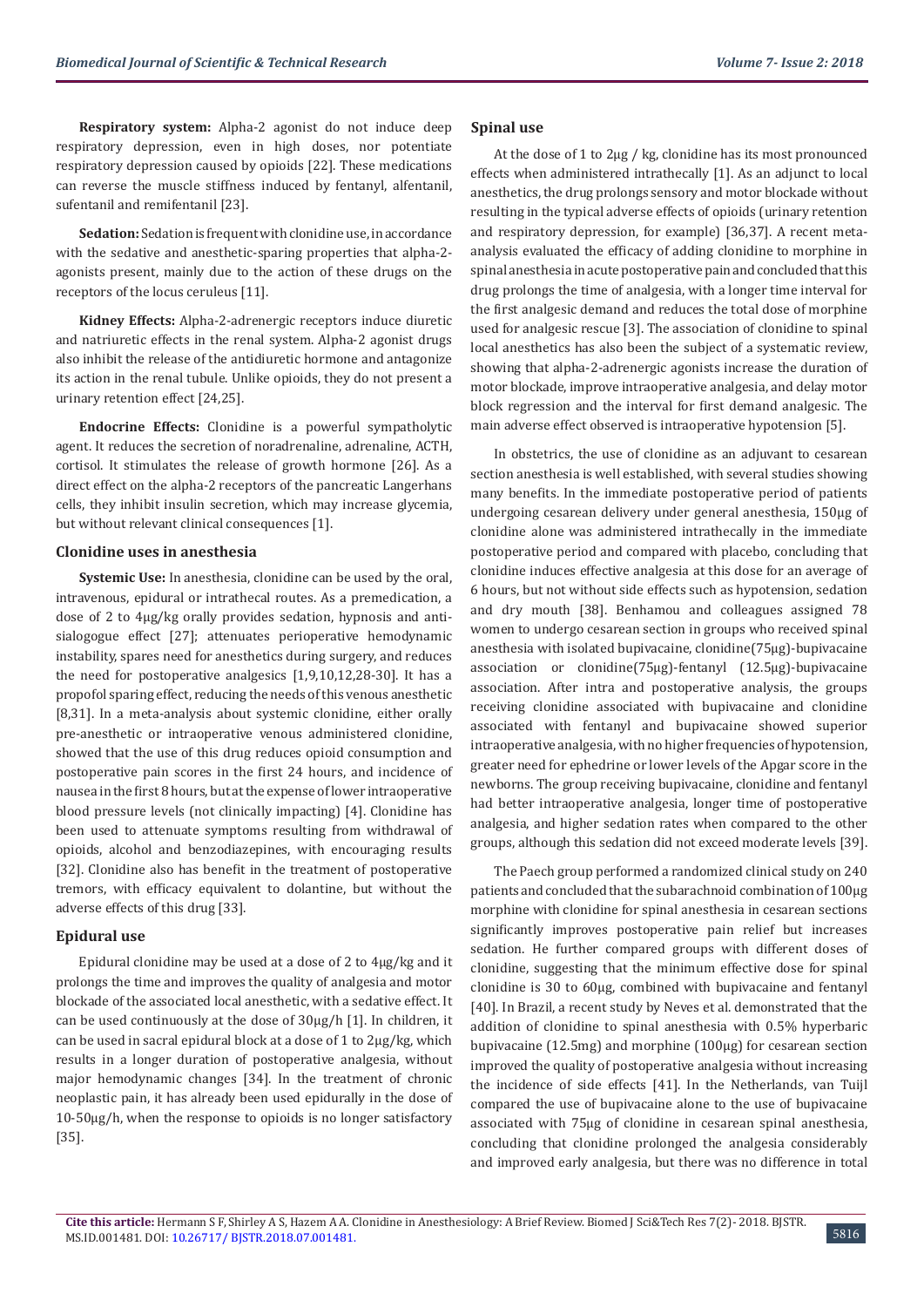**Respiratory system:** Alpha-2 agonist do not induce deep respiratory depression, even in high doses, nor potentiate respiratory depression caused by opioids [22]. These medications can reverse the muscle stiffness induced by fentanyl, alfentanil, sufentanil and remifentanil [23].

**Sedation:** Sedation is frequent with clonidine use, in accordance with the sedative and anesthetic-sparing properties that alpha-2-agonists present, mainly due to the action of these drugs on the receptors of the locus ceruleus [11].

**Kidney Effects:** Alpha-2-adrenergic receptors induce diuretic and natriuretic effects in the renal system. Alpha-2 agonist drugs also inhibit the release of the antidiuretic hormone and antagonize its action in the renal tubule. Unlike opioids, they do not present a urinary retention effect [24,25].

**Endocrine Effects:** Clonidine is a powerful sympatholytic agent. It reduces the secretion of noradrenaline, adrenaline, ACTH, cortisol. It stimulates the release of growth hormone [26]. As a direct effect on the alpha-2 receptors of the pancreatic Langerhans cells, they inhibit insulin secretion, which may increase glycemia, but without relevant clinical consequences [1].

### Clonidine uses in anesthesia

**Systemic Use:** In anesthesia, clonidine can be used by the oral, intravenous, epidural or intrathecal routes. As a premedication, a dose of 2 to 4µg/kg orally provides sedation, hypnosis and anti-sialogogue effect [27]; attenuates perioperative hemodynamic instability, spares need for anesthetics during surgery, and reduces the need for postoperative analgesics [1,9,10,12,28-30]. It has a propofol sparing effect, reducing the needs of this venous anesthetic [8,31]. In a meta-analysis about systemic clonidine, either orally pre-anesthetic or intraoperative venous administered clonidine, showed that the use of this drug reduces opioid consumption and postoperative pain scores in the first 24 hours, and incidence of nausea in the first 8 hours, but at the expense of lower intraoperative blood pressure levels (not clinically impacting) [4]. Clonidine has been used to attenuate symptoms resulting from withdrawal of opioids, alcohol and benzodiazepines, with encouraging results [32]. Clonidine also has benefit in the treatment of postoperative tremors, with efficacy equivalent to dolantine, but without the adverse effects of this drug [33].

### Epidural use

Epidural clonidine may be used at a dose of 2 to 4µg/kg and it prolongs the time and improves the quality of analgesia and motor blockade of the associated local anesthetic, with a sedative effect. It can be used continuously at the dose of 30µg/h [1]. In children, it can be used in sacral epidural block at a dose of 1 to 2µg/kg, which results in a longer duration of postoperative analgesia, without major hemodynamic changes [34]. In the treatment of chronic neoplastic pain, it has already been used epidurally in the dose of 10-50µg/h, when the response to opioids is no longer satisfactory [35].

### Spinal use

At the dose of 1 to 2µg / kg, clonidine has its most pronounced effects when administered intrathecally [1]. As an adjunct to local anesthetics, the drug prolongs sensory and motor blockade without resulting in the typical adverse effects of opioids (urinary retention and respiratory depression, for example) [36,37]. A recent meta-analysis evaluated the efficacy of adding clonidine to morphine in spinal anesthesia in acute postoperative pain and concluded that this drug prolongs the time of analgesia, with a longer time interval for the first analgesic demand and reduces the total dose of morphine used for analgesic rescue [3]. The association of clonidine to spinal local anesthetics has also been the subject of a systematic review, showing that alpha-2-adrenergic agonists increase the duration of motor blockade, improve intraoperative analgesia, and delay motor block regression and the interval for first demand analgesic. The main adverse effect observed is intraoperative hypotension [5].

In obstetrics, the use of clonidine as an adjuvant to cesarean section anesthesia is well established, with several studies showing many benefits. In the immediate postoperative period of patients undergoing cesarean delivery under general anesthesia, 150µg of clonidine alone was administered intrathecally in the immediate postoperative period and compared with placebo, concluding that clonidine induces effective analgesia at this dose for an average of 6 hours, but not without side effects such as hypotension, sedation and dry mouth [38]. Benhamou and colleagues assigned 78 women to undergo cesarean section in groups who received spinal anesthesia with isolated bupivacaine, clonidine(75µg)-bupivacaine association or clonidine(75µg)-fentanyl (12.5µg)-bupivacaine association. After intra and postoperative analysis, the groups receiving clonidine associated with bupivacaine and clonidine associated with fentanyl and bupivacaine showed superior intraoperative analgesia, with no higher frequencies of hypotension, greater need for ephedrine or lower levels of the Apgar score in the newborns. The group receiving bupivacaine, clonidine and fentanyl had better intraoperative analgesia, longer time of postoperative analgesia, and higher sedation rates when compared to the other groups, although this sedation did not exceed moderate levels [39].

The Paech group performed a randomized clinical study on 240 patients and concluded that the subarachnoid combination of 100µg morphine with clonidine for spinal anesthesia in cesarean sections significantly improves postoperative pain relief but increases sedation. He further compared groups with different doses of clonidine, suggesting that the minimum effective dose for spinal clonidine is 30 to 60µg, combined with bupivacaine and fentanyl [40]. In Brazil, a recent study by Neves et al. demonstrated that the addition of clonidine to spinal anesthesia with 0.5% hyperbaric bupivacaine (12.5mg) and morphine (100µg) for cesarean section improved the quality of postoperative analgesia without increasing the incidence of side effects [41]. In the Netherlands, van Tuijl compared the use of bupivacaine alone to the use of bupivacaine associated with 75µg of clonidine in cesarean spinal anesthesia, concluding that clonidine prolonged the analgesia considerably and improved early analgesia, but there was no difference in total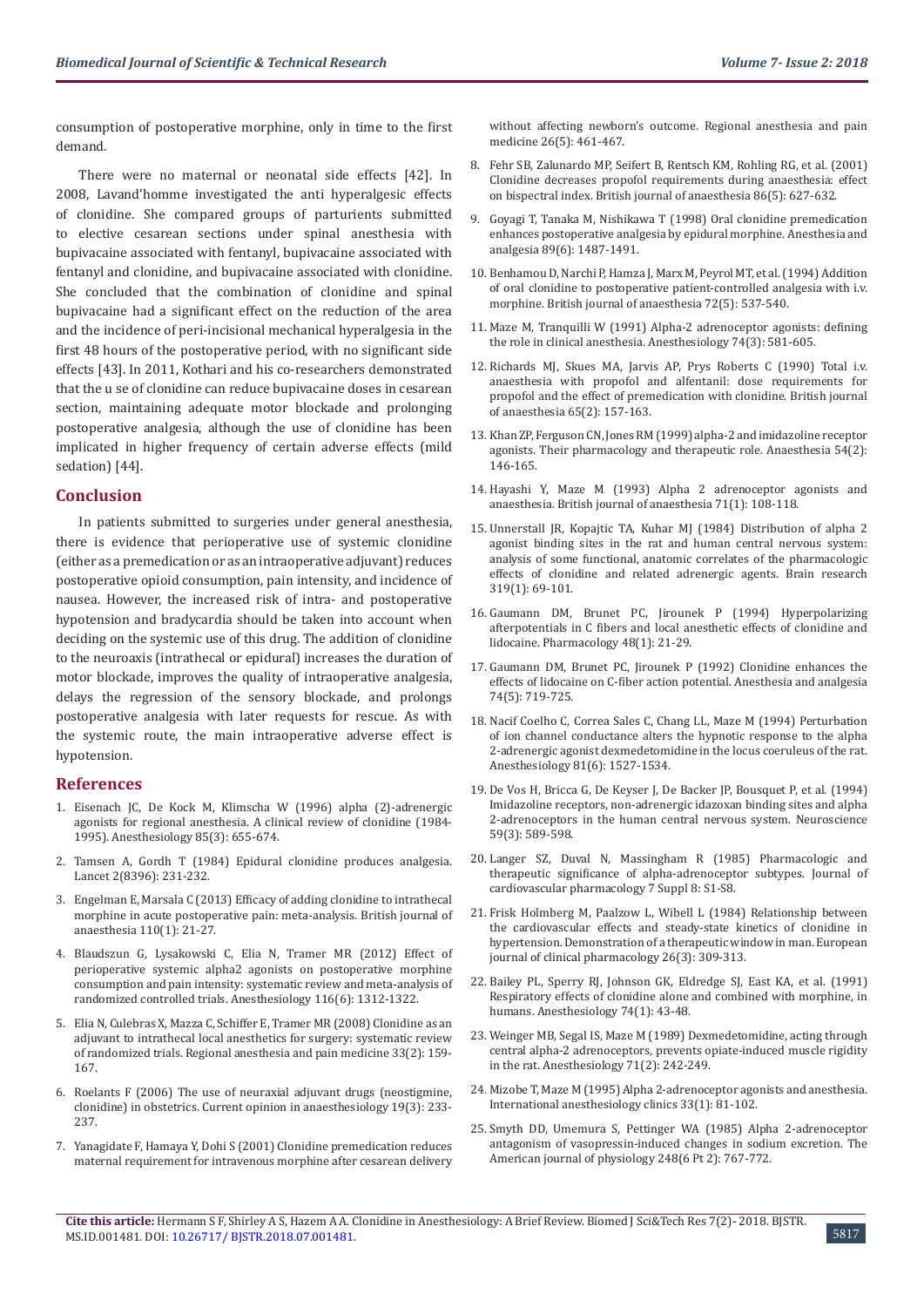consumption of postoperative morphine, only in time to the first demand.

There were no maternal or neonatal side effects [42]. In 2008, Lavand'homme investigated the anti hyperalgesic effects of clonidine. She compared groups of parturients submitted to elective cesarean sections under spinal anesthesia with bupivacaine associated with fentanyl, bupivacaine associated with fentanyl and clonidine, and bupivacaine associated with clonidine. She concluded that the combination of clonidine and spinal bupivacaine had a significant effect on the reduction of the area and the incidence of peri-incisional mechanical hyperalgesia in the first 48 hours of the postoperative period, with no significant side effects [43]. In 2011, Kothari and his co-researchers demonstrated that the u se of clonidine can reduce bupivacaine doses in cesarean section, maintaining adequate motor blockade and prolonging postoperative analgesia, although the use of clonidine has been implicated in higher frequency of certain adverse effects (mild sedation) [44].

## Conclusion

In patients submitted to surgeries under general anesthesia, there is evidence that perioperative use of systemic clonidine (either as a premedication or as an intraoperative adjuvant) reduces postoperative opioid consumption, pain intensity, and incidence of nausea. However, the increased risk of intra- and postoperative hypotension and bradycardia should be taken into account when deciding on the systemic use of this drug. The addition of clonidine to the neuroaxis (intrathecal or epidural) increases the duration of motor blockade, improves the quality of intraoperative analgesia, delays the regression of the sensory blockade, and prolongs postoperative analgesia with later requests for rescue. As with the systemic route, the main intraoperative adverse effect is hypotension.

## References

1. Eisenach JC, De Kock M, Klimscha W (1996) alpha (2)-adrenergic agonists for regional anesthesia. A clinical review of clonidine (1984-1995). Anesthesiology 85(3): 655-674.
2. Tamsen A, Gordh T (1984) Epidural clonidine produces analgesia. Lancet 2(8396): 231-232.
3. Engelman E, Marsala C (2013) Efficacy of adding clonidine to intrathecal morphine in acute postoperative pain: meta-analysis. British journal of anaesthesia 110(1): 21-27.
4. Blaudszun G, Lysakowski C, Elia N, Tramer MR (2012) Effect of perioperative systemic alpha2 agonists on postoperative morphine consumption and pain intensity: systematic review and meta-analysis of randomized controlled trials. Anesthesiology 116(6): 1312-1322.
5. Elia N, Culebras X, Mazza C, Schiffer E, Tramer MR (2008) Clonidine as an adjuvant to intrathecal local anesthetics for surgery: systematic review of randomized trials. Regional anesthesia and pain medicine 33(2): 159-167.
6. Roelants F (2006) The use of neuraxial adjuvant drugs (neostigmine, clonidine) in obstetrics. Current opinion in anaesthesiology 19(3): 233-237.
7. Yanagidate F, Hamaya Y, Dohi S (2001) Clonidine premedication reduces maternal requirement for intravenous morphine after cesarean delivery without affecting newborn's outcome. Regional anesthesia and pain medicine 26(5): 461-467.
8. Fehr SB, Zalunardo MP, Seifert B, Rentsch KM, Rohling RG, et al. (2001) Clonidine decreases propofol requirements during anaesthesia: effect on bispectral index. British journal of anaesthesia 86(5): 627-632.
9. Goyagi T, Tanaka M, Nishikawa T (1998) Oral clonidine premedication enhances postoperative analgesia by epidural morphine. Anesthesia and analgesia 89(6): 1487-1491.
10. Benhamou D, Narchi P, Hamza J, Marx M, Peyrol MT, et al. (1994) Addition of oral clonidine to postoperative patient-controlled analgesia with i.v. morphine. British journal of anaesthesia 72(5): 537-540.
11. Maze M, Tranquilli W (1991) Alpha-2 adrenoceptor agonists: defining the role in clinical anesthesia. Anesthesiology 74(3): 581-605.
12. Richards MJ, Skues MA, Jarvis AP, Prys Roberts C (1990) Total i.v. anaesthesia with propofol and alfentanil: dose requirements for propofol and the effect of premedication with clonidine. British journal of anaesthesia 65(2): 157-163.
13. Khan ZP, Ferguson CN, Jones RM (1999) alpha-2 and imidazoline receptor agonists. Their pharmacology and therapeutic role. Anaesthesia 54(2): 146-165.
14. Hayashi Y, Maze M (1993) Alpha 2 adrenoceptor agonists and anaesthesia. British journal of anaesthesia 71(1): 108-118.
15. Unnerstall JR, Kopajtic TA, Kuhar MJ (1984) Distribution of alpha 2 agonist binding sites in the rat and human central nervous system: analysis of some functional, anatomic correlates of the pharmacologic effects of clonidine and related adrenergic agents. Brain research 319(1): 69-101.
16. Gaumann DM, Brunet PC, Jirounek P (1994) Hyperpolarizing afterpotentials in C fibers and local anesthetic effects of clonidine and lidocaine. Pharmacology 48(1): 21-29.
17. Gaumann DM, Brunet PC, Jirounek P (1992) Clonidine enhances the effects of lidocaine on C-fiber action potential. Anesthesia and analgesia 74(5): 719-725.
18. Nacif Coelho C, Correa Sales C, Chang LL, Maze M (1994) Perturbation of ion channel conductance alters the hypnotic response to the alpha 2-adrenergic agonist dexmedetomidine in the locus coeruleus of the rat. Anesthesiology 81(6): 1527-1534.
19. De Vos H, Bricca G, De Keyser J, De Backer JP, Bousquet P, et al. (1994) Imidazoline receptors, non-adrenergic idazoxan binding sites and alpha 2-adrenoceptors in the human central nervous system. Neuroscience 59(3): 589-598.
20. Langer SZ, Duval N, Massingham R (1985) Pharmacologic and therapeutic significance of alpha-adrenoceptor subtypes. Journal of cardiovascular pharmacology 7 Suppl 8: S1-S8.
21. Frisk Holmberg M, Paalzow L, Wibell L (1984) Relationship between the cardiovascular effects and steady-state kinetics of clonidine in hypertension. Demonstration of a therapeutic window in man. European journal of clinical pharmacology 26(3): 309-313.
22. Bailey PL, Sperry RJ, Johnson GK, Eldredge SJ, East KA, et al. (1991) Respiratory effects of clonidine alone and combined with morphine, in humans. Anesthesiology 74(1): 43-48.
23. Weinger MB, Segal IS, Maze M (1989) Dexmedetomidine, acting through central alpha-2 adrenoceptors, prevents opiate-induced muscle rigidity in the rat. Anesthesiology 71(2): 242-249.
24. Mizobe T, Maze M (1995) Alpha 2-adrenoceptor agonists and anesthesia. International anesthesiology clinics 33(1): 81-102.
25. Smyth DD, Umemura S, Pettinger WA (1985) Alpha 2-adrenoceptor antagonism of vasopressin-induced changes in sodium excretion. The American journal of physiology 248(6 Pt 2): 767-772.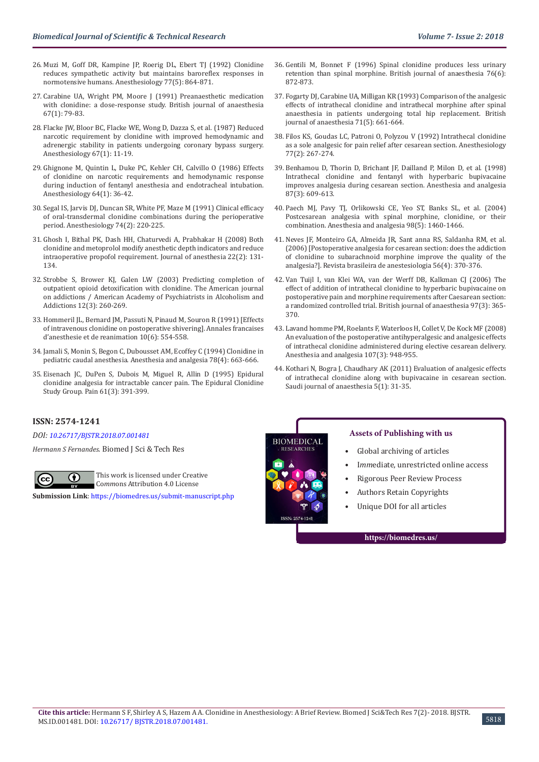26. Muzi M, Goff DR, Kampine JP, Roerig DL, Ebert TJ (1992) Clonidine reduces sympathetic activity but maintains baroreflex responses in normotensive humans. Anesthesiology 77(5): 864-871.

27. Carabine UA, Wright PM, Moore J (1991) Preanaesthetic medication with clonidine: a dose-response study. British journal of anaesthesia 67(1): 79-83.

28. Flacke JW, Bloor BC, Flacke WE, Wong D, Dazza S, et al. (1987) Reduced narcotic requirement by clonidine with improved hemodynamic and adrenergic stability in patients undergoing coronary bypass surgery. Anesthesiology 67(1): 11-19.

29. Ghignone M, Quintin L, Duke PC, Kehler CH, Calvillo O (1986) Effects of clonidine on narcotic requirements and hemodynamic response during induction of fentanyl anesthesia and endotracheal intubation. Anesthesiology 64(1): 36-42.

30. Segal IS, Jarvis DJ, Duncan SR, White PF, Maze M (1991) Clinical efficacy of oral-transdermal clonidine combinations during the perioperative period. Anesthesiology 74(2): 220-225.

31. Ghosh I, Bithal PK, Dash HH, Chaturvedi A, Prabhakar H (2008) Both clonidine and metoprolol modify anesthetic depth indicators and reduce intraoperative propofol requirement. Journal of anesthesia 22(2): 131-134.

32. Strobbe S, Brower KJ, Galen LW (2003) Predicting completion of outpatient opioid detoxification with clonidine. The American journal on addictions / American Academy of Psychiatrists in Alcoholism and Addictions 12(3): 260-269.

33. Hommeril JL, Bernard JM, Passuti N, Pinaud M, Souron R (1991) [Effects of intravenous clonidine on postoperative shivering]. Annales francaises d'anesthesie et de reanimation 10(6): 554-558.

34. Jamali S, Monin S, Begon C, Dubousset AM, Ecoffey C (1994) Clonidine in pediatric caudal anesthesia. Anesthesia and analgesia 78(4): 663-666.

35. Eisenach JC, DuPen S, Dubois M, Miguel R, Allin D (1995) Epidural clonidine analgesia for intractable cancer pain. The Epidural Clonidine Study Group. Pain 61(3): 391-399.

36. Gentili M, Bonnet F (1996) Spinal clonidine produces less urinary retention than spinal morphine. British journal of anaesthesia 76(6): 872-873.

37. Fogarty DJ, Carabine UA, Milligan KR (1993) Comparison of the analgesic effects of intrathecal clonidine and intrathecal morphine after spinal anaesthesia in patients undergoing total hip replacement. British journal of anaesthesia 71(5): 661-664.

38. Filos KS, Goudas LC, Patroni O, Polyzou V (1992) Intrathecal clonidine as a sole analgesic for pain relief after cesarean section. Anesthesiology 77(2): 267-274.

39. Benhamou D, Thorin D, Brichant JF, Dailland P, Milon D, et al. (1998) Intrathecal clonidine and fentanyl with hyperbaric bupivacaine improves analgesia during cesarean section. Anesthesia and analgesia 87(3): 609-613.

40. Paech MJ, Pavy TJ, Orlikowski CE, Yeo ST, Banks SL, et al. (2004) Postcesarean analgesia with spinal morphine, clonidine, or their combination. Anesthesia and analgesia 98(5): 1460-1466.

41. Neves JF, Monteiro GA, Almeida JR, Sant anna RS, Saldanha RM, et al. (2006) [Postoperative analgesia for cesarean section: does the addiction of clonidine to subarachnoid morphine improve the quality of the analgesia?]. Revista brasileira de anestesiologia 56(4): 370-376.

42. Van Tuijl I, van Klei WA, van der Werff DB, Kalkman CJ (2006) The effect of addition of intrathecal clonidine to hyperbaric bupivacaine on postoperative pain and morphine requirements after Caesarean section: a randomized controlled trial. British journal of anaesthesia 97(3): 365-370.

43. Lavand homme PM, Roelants F, Waterloos H, Collet V, De Kock MF (2008) An evaluation of the postoperative antihyperalgesic and analgesic effects of intrathecal clonidine administered during elective cesarean delivery. Anesthesia and analgesia 107(3): 948-955.

44. Kothari N, Bogra J, Chaudhary AK (2011) Evaluation of analgesic effects of intrathecal clonidine along with bupivacaine in cesarean section. Saudi journal of anaesthesia 5(1): 31-35.

**ISSN: 2574-1241**

*DOI:* *10.26717/BJSTR.2018.07.001481*

*Hermann S Fernandes.* Biomed J Sci & Tech Res

This work is licensed under Creative Commons Attribution 4.0 License

**Submission Link**: https://biomedres.us/submit-manuscript.php

**Assets of Publishing with us**

- Global archiving of articles
- Immediate, unrestricted online access
- Rigorous Peer Review Process
- Authors Retain Copyrights
- Unique DOI for all articles

**https://biomedres.us/**

**Cite this article:** Hermann S F, Shirley A S, Hazem A A. Clonidine in Anesthesiology: A Brief Review. Biomed J Sci&Tech Res 7(2)- 2018. BJSTR. MS.ID.001481. DOI: 10.26717/ BJSTR.2018.07.001481.